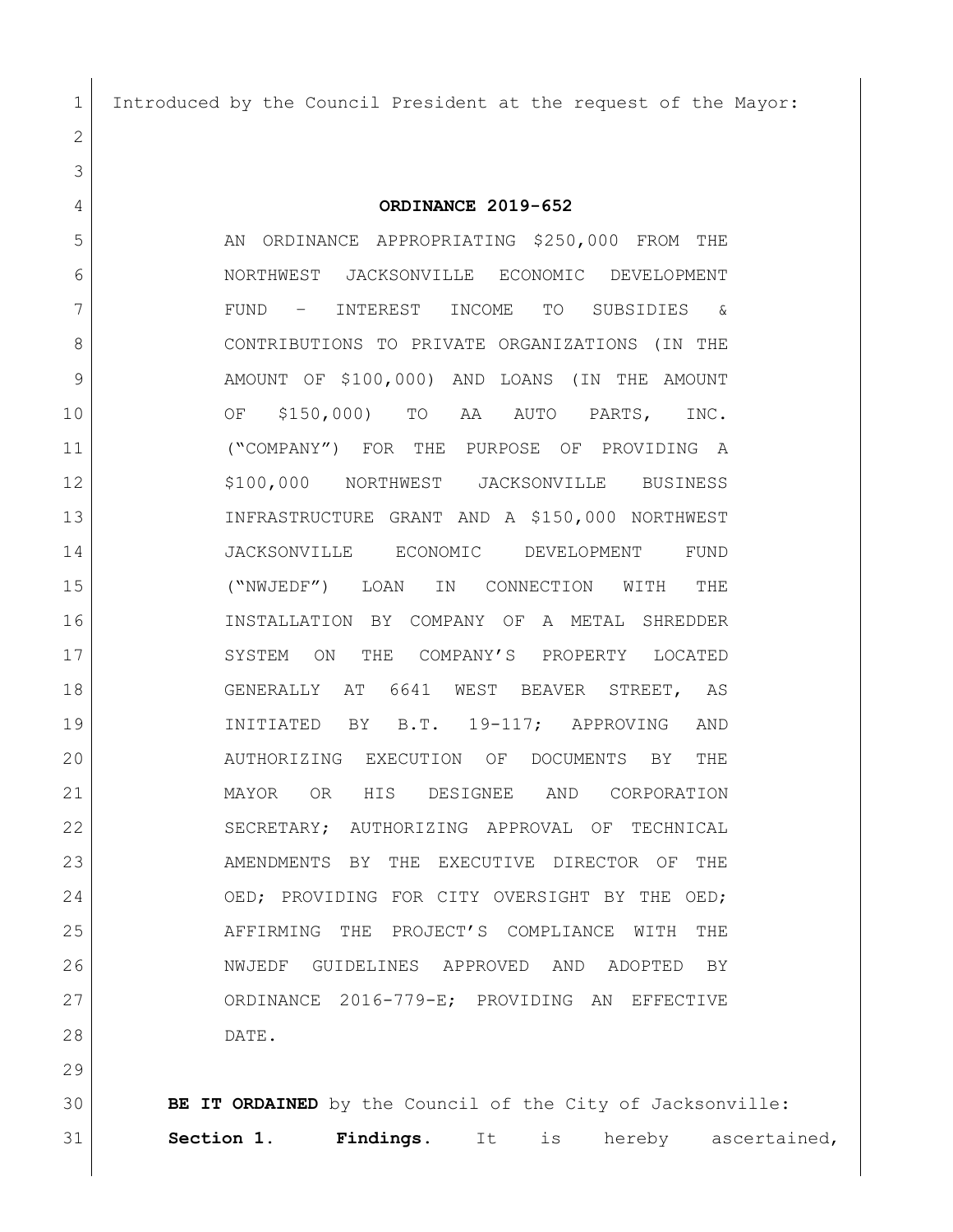Introduced by the Council President at the request of the Mayor:

**ORDINANCE 2019-652**

AN ORDINANCE APPROPRIATING $250,000 FROM THE NORTHWEST JACKSONVILLE ECONOMIC DEVELOPMENT FUND – INTEREST INCOME TO SUBSIDIES & CONTRIBUTIONS TO PRIVATE ORGANIZATIONS (IN THE AMOUNT OF $100,000) AND LOANS (IN THE AMOUNT OF $150,000) TO AA AUTO PARTS, INC. ("COMPANY") FOR THE PURPOSE OF PROVIDING A $100,000 NORTHWEST JACKSONVILLE BUSINESS INFRASTRUCTURE GRANT AND A $150,000 NORTHWEST JACKSONVILLE ECONOMIC DEVELOPMENT FUND ("NWJEDF") LOAN IN CONNECTION WITH THE INSTALLATION BY COMPANY OF A METAL SHREDDER SYSTEM ON THE COMPANY'S PROPERTY LOCATED GENERALLY AT 6641 WEST BEAVER STREET, AS INITIATED BY B.T. 19-117; APPROVING AND AUTHORIZING EXECUTION OF DOCUMENTS BY THE MAYOR OR HIS DESIGNEE AND CORPORATION SECRETARY; AUTHORIZING APPROVAL OF TECHNICAL AMENDMENTS BY THE EXECUTIVE DIRECTOR OF THE OED; PROVIDING FOR CITY OVERSIGHT BY THE OED; AFFIRMING THE PROJECT'S COMPLIANCE WITH THE NWJEDF GUIDELINES APPROVED AND ADOPTED BY ORDINANCE 2016-779-E; PROVIDING AN EFFECTIVE DATE.

**BE IT ORDAINED** by the Council of the City of Jacksonville:

**Section 1. Findings.** It is hereby ascertained,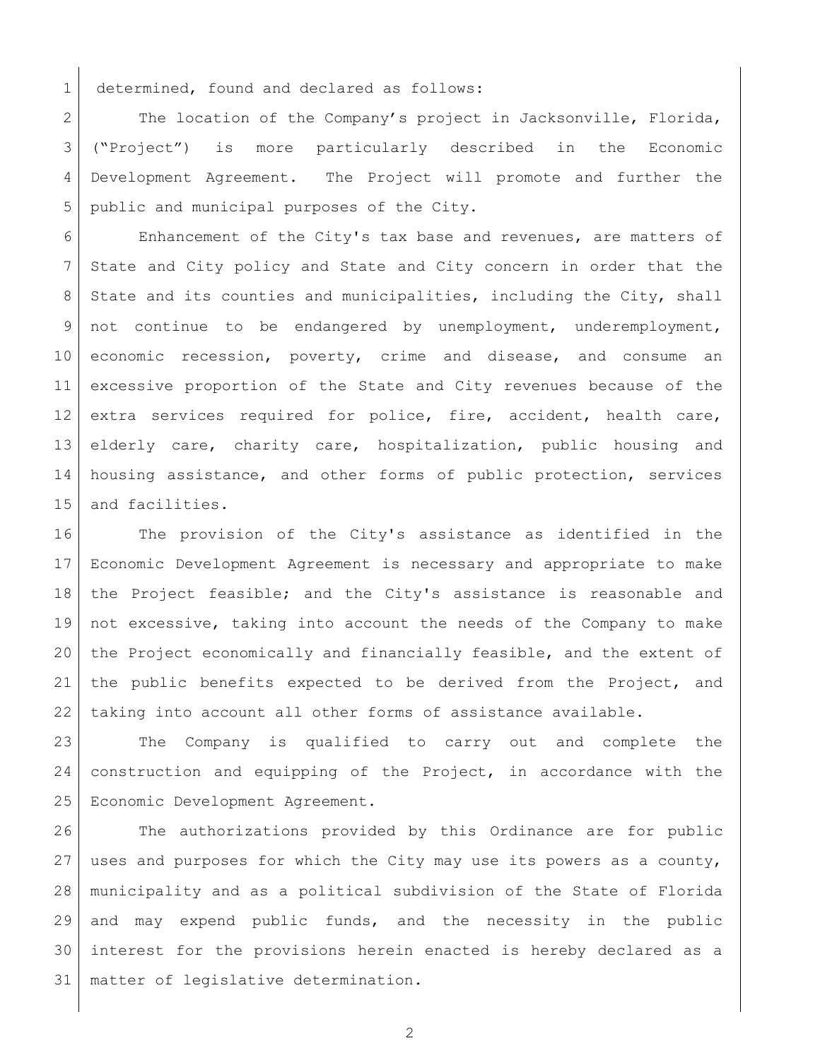determined, found and declared as follows:

The location of the Company's project in Jacksonville, Florida, ("Project") is more particularly described in the Economic Development Agreement. The Project will promote and further the public and municipal purposes of the City.

Enhancement of the City's tax base and revenues, are matters of State and City policy and State and City concern in order that the State and its counties and municipalities, including the City, shall not continue to be endangered by unemployment, underemployment, economic recession, poverty, crime and disease, and consume an excessive proportion of the State and City revenues because of the extra services required for police, fire, accident, health care, elderly care, charity care, hospitalization, public housing and housing assistance, and other forms of public protection, services and facilities.

The provision of the City's assistance as identified in the Economic Development Agreement is necessary and appropriate to make the Project feasible; and the City's assistance is reasonable and not excessive, taking into account the needs of the Company to make the Project economically and financially feasible, and the extent of the public benefits expected to be derived from the Project, and taking into account all other forms of assistance available.

The Company is qualified to carry out and complete the construction and equipping of the Project, in accordance with the Economic Development Agreement.

The authorizations provided by this Ordinance are for public uses and purposes for which the City may use its powers as a county, municipality and as a political subdivision of the State of Florida and may expend public funds, and the necessity in the public interest for the provisions herein enacted is hereby declared as a matter of legislative determination.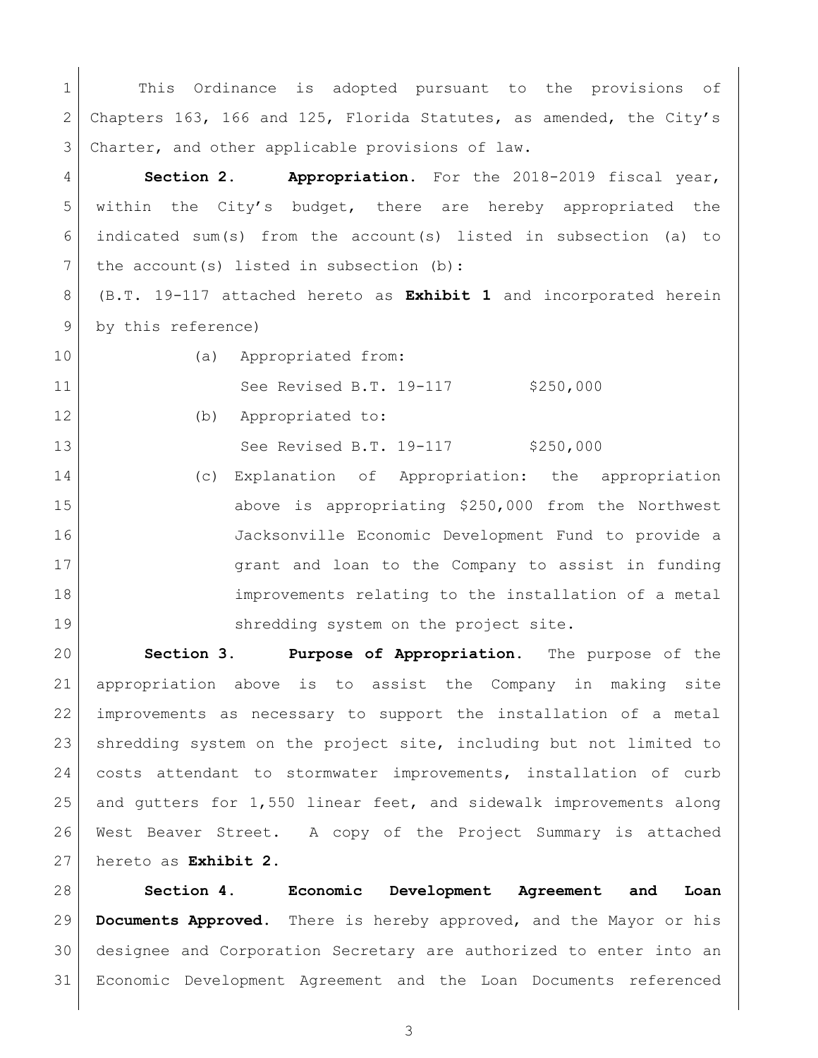This Ordinance is adopted pursuant to the provisions of Chapters 163, 166 and 125, Florida Statutes, as amended, the City's Charter, and other applicable provisions of law.

**Section 2. Appropriation.** For the 2018-2019 fiscal year, within the City's budget, there are hereby appropriated the indicated sum(s) from the account(s) listed in subsection (a) to the account(s) listed in subsection (b):

(B.T. 19-117 attached hereto as **Exhibit 1** and incorporated herein by this reference)

(a) Appropriated from:

See Revised B.T. 19-117 $250,000

(b) Appropriated to:

See Revised B.T. 19-117 $250,000

(c) Explanation of Appropriation: the appropriation above is appropriating $250,000 from the Northwest Jacksonville Economic Development Fund to provide a grant and loan to the Company to assist in funding improvements relating to the installation of a metal shredding system on the project site.

**Section 3. Purpose of Appropriation.** The purpose of the appropriation above is to assist the Company in making site improvements as necessary to support the installation of a metal shredding system on the project site, including but not limited to costs attendant to stormwater improvements, installation of curb and gutters for 1,550 linear feet, and sidewalk improvements along West Beaver Street. A copy of the Project Summary is attached hereto as **Exhibit 2.**

**Section 4. Economic Development Agreement and Loan Documents Approved.** There is hereby approved, and the Mayor or his designee and Corporation Secretary are authorized to enter into an Economic Development Agreement and the Loan Documents referenced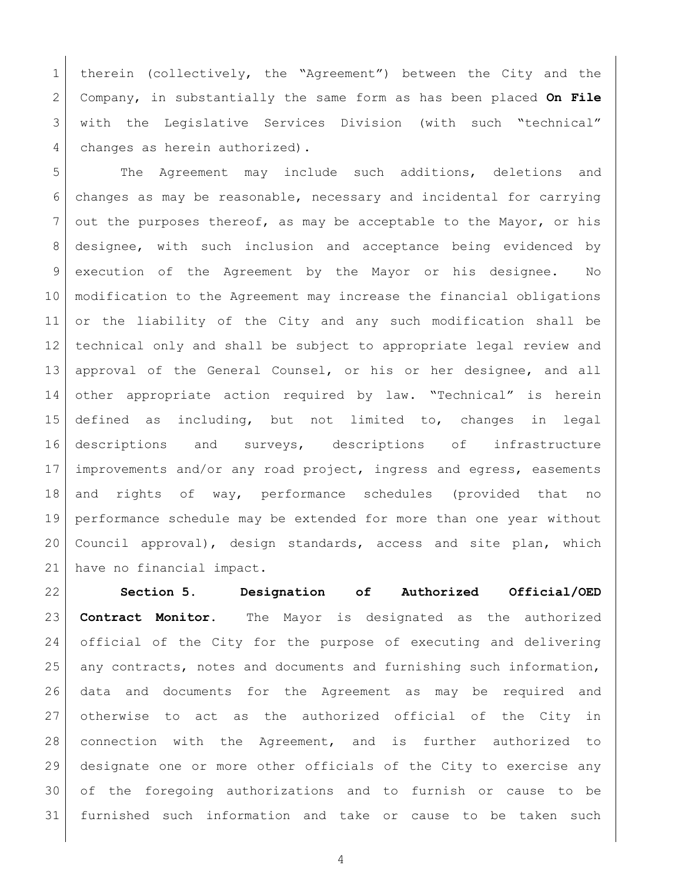therein (collectively, the "Agreement") between the City and the Company, in substantially the same form as has been placed **On File** with the Legislative Services Division (with such "technical" changes as herein authorized).

The Agreement may include such additions, deletions and changes as may be reasonable, necessary and incidental for carrying out the purposes thereof, as may be acceptable to the Mayor, or his designee, with such inclusion and acceptance being evidenced by execution of the Agreement by the Mayor or his designee. No modification to the Agreement may increase the financial obligations or the liability of the City and any such modification shall be technical only and shall be subject to appropriate legal review and approval of the General Counsel, or his or her designee, and all other appropriate action required by law. "Technical" is herein defined as including, but not limited to, changes in legal descriptions and surveys, descriptions of infrastructure improvements and/or any road project, ingress and egress, easements and rights of way, performance schedules (provided that no performance schedule may be extended for more than one year without Council approval), design standards, access and site plan, which have no financial impact.

**Section 5. Designation of Authorized Official/OED Contract Monitor.** The Mayor is designated as the authorized official of the City for the purpose of executing and delivering any contracts, notes and documents and furnishing such information, data and documents for the Agreement as may be required and otherwise to act as the authorized official of the City in connection with the Agreement, and is further authorized to designate one or more other officials of the City to exercise any of the foregoing authorizations and to furnish or cause to be furnished such information and take or cause to be taken such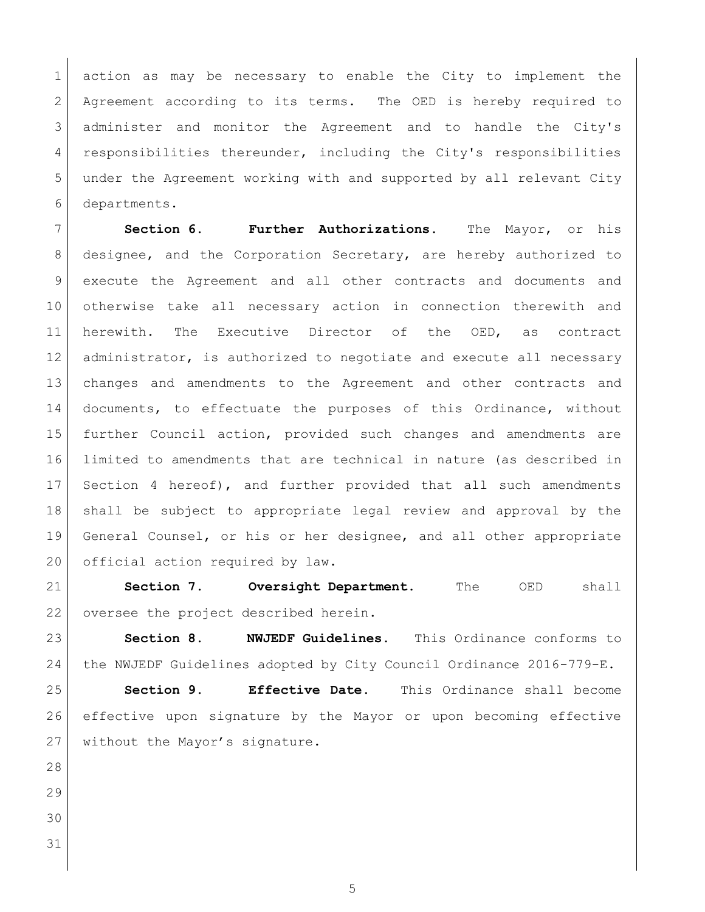action as may be necessary to enable the City to implement the Agreement according to its terms. The OED is hereby required to administer and monitor the Agreement and to handle the City's responsibilities thereunder, including the City's responsibilities under the Agreement working with and supported by all relevant City departments.

**Section 6. Further Authorizations.** The Mayor, or his designee, and the Corporation Secretary, are hereby authorized to execute the Agreement and all other contracts and documents and otherwise take all necessary action in connection therewith and herewith. The Executive Director of the OED, as contract administrator, is authorized to negotiate and execute all necessary changes and amendments to the Agreement and other contracts and documents, to effectuate the purposes of this Ordinance, without further Council action, provided such changes and amendments are limited to amendments that are technical in nature (as described in Section 4 hereof), and further provided that all such amendments shall be subject to appropriate legal review and approval by the General Counsel, or his or her designee, and all other appropriate official action required by law.

**Section 7. Oversight Department.** The OED shall oversee the project described herein.

**Section 8. NWJEDF Guidelines.** This Ordinance conforms to the NWJEDF Guidelines adopted by City Council Ordinance 2016-779-E.

**Section 9. Effective Date.** This Ordinance shall become effective upon signature by the Mayor or upon becoming effective without the Mayor's signature.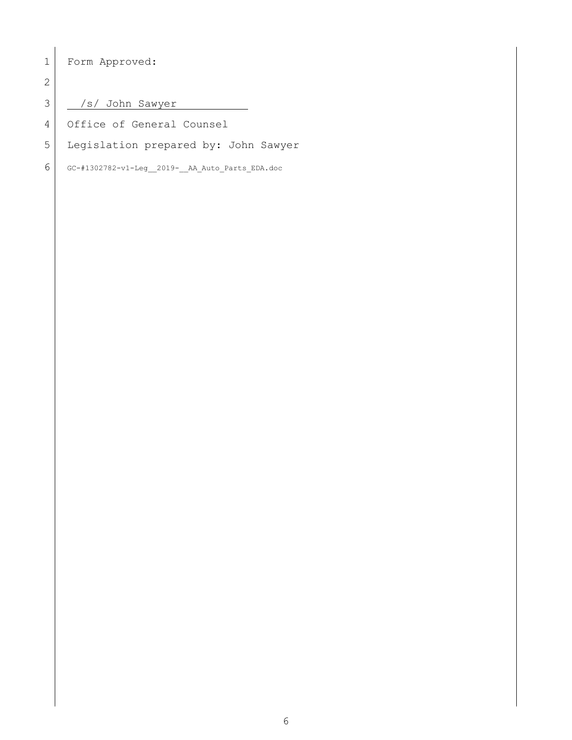Form Approved:

/s/ John Sawyer

Office of General Counsel

Legislation prepared by: John Sawyer

GC-#1302782-v1-Leg__2019-__AA_Auto_Parts_EDA.doc